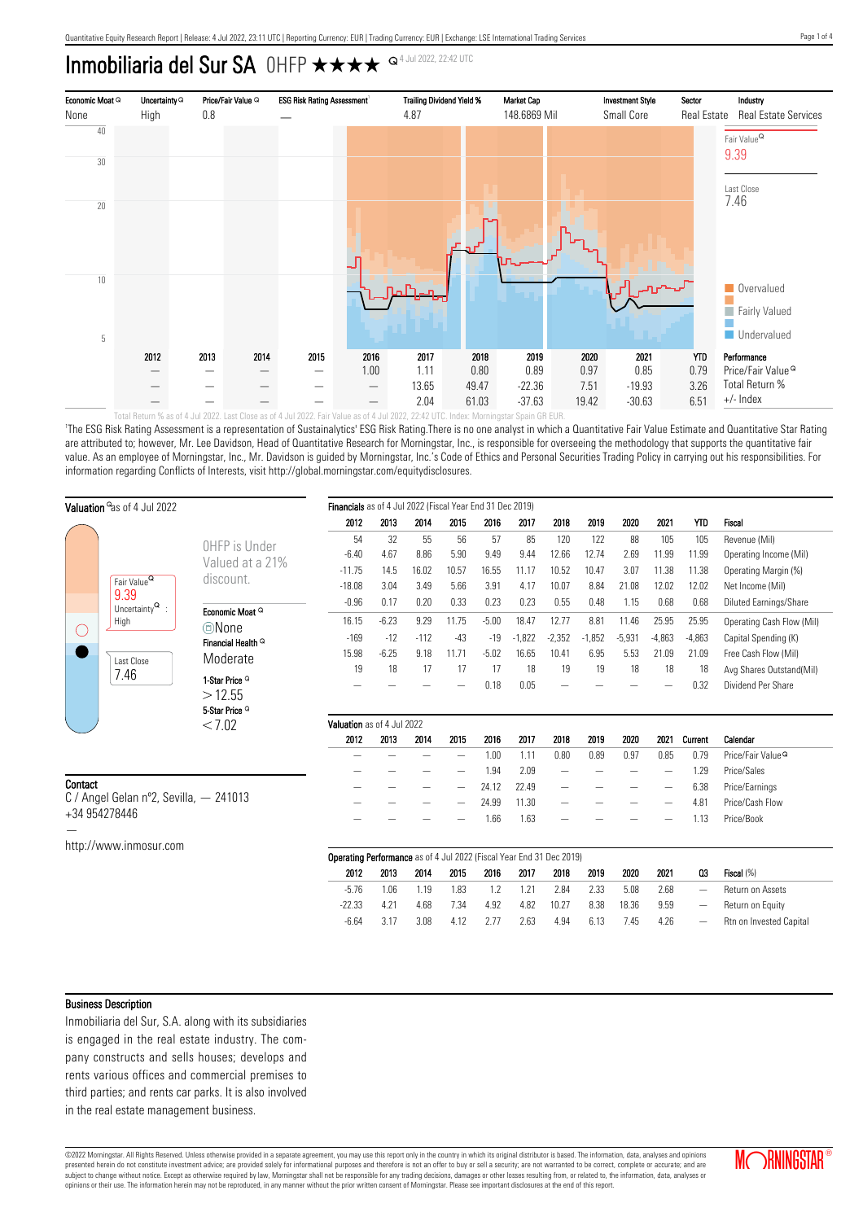# Inmobiliaria del Sur SA OHFP ★★★★

4 Jul 2022, 22:42 UTC

| Economic Moat | Uncertainty | Price/Fair Value | ESG Risk Rating Assessment[1] | Trailing Dividend Yield % | Market Cap | Investment Style | Sector | Industry |
|---|---|---|---|---|---|---|---|---|
| None | High | 0.8 | — | 4.87 | 148.6869 Mil | Small Core | Real Estate | Real Estate Services |

Fair Value 9.39

Last Close 7.46

Overvalued / Fairly Valued / Undervalued

| | 2012 | 2013 | 2014 | 2015 | 2016 | 2017 | 2018 | 2019 | 2020 | 2021 | YTD | Performance |
|---|---|---|---|---|---|---|---|---|---|---|---|---|
| | — | — | — | — | 1.00 | 1.11 | 0.80 | 0.89 | 0.97 | 0.85 | 0.79 | Price/Fair Value |
| | — | — | — | — | — | 13.65 | 49.47 | -22.36 | 7.51 | -19.93 | 3.26 | Total Return % |
| | — | — | — | — | — | 2.04 | 61.03 | -37.63 | 19.42 | -30.63 | 6.51 | +/- Index |

Total Return % as of 4 Jul 2022. Last Close as of 4 Jul 2022. Fair Value as of 4 Jul 2022, 22:42 UTC. Index: Morningstar Spain GR EUR.

[1]The ESG Risk Rating Assessment is a representation of Sustainalytics' ESG Risk Rating.There is no one analyst in which a Quantitative Fair Value Estimate and Quantitative Star Rating are attributed to; however, Mr. Lee Davidson, Head of Quantitative Research for Morningstar, Inc., is responsible for overseeing the methodology that supports the quantitative fair value. As an employee of Morningstar, Inc., Mr. Davidson is guided by Morningstar, Inc.'s Code of Ethics and Personal Securities Trading Policy in carrying out his responsibilities. For information regarding Conflicts of Interests, visit http://global.morningstar.com/equitydisclosures.

## Valuation as of 4 Jul 2022

Fair Value 9.39

Uncertainty : High

Last Close 7.46

OHFP is Under Valued at a 21% discount.

**Economic Moat**
None

**Financial Health**
Moderate

**1-Star Price**
> 12.55

**5-Star Price**
< 7.02

## Financials as of 4 Jul 2022 (Fiscal Year End 31 Dec 2019)

| 2012 | 2013 | 2014 | 2015 | 2016 | 2017 | 2018 | 2019 | 2020 | 2021 | YTD | Fiscal |
|---|---|---|---|---|---|---|---|---|---|---|---|
| 54 | 32 | 55 | 56 | 57 | 85 | 120 | 122 | 88 | 105 | 105 | Revenue (Mil) |
| -6.40 | 4.67 | 8.86 | 5.90 | 9.49 | 9.44 | 12.66 | 12.74 | 2.69 | 11.99 | 11.99 | Operating Income (Mil) |
| -11.75 | 14.5 | 16.02 | 10.57 | 16.55 | 11.17 | 10.52 | 10.47 | 3.07 | 11.38 | 11.38 | Operating Margin (%) |
| -18.08 | 3.04 | 3.49 | 5.66 | 3.91 | 4.17 | 10.07 | 8.84 | 21.08 | 12.02 | 12.02 | Net Income (Mil) |
| -0.96 | 0.17 | 0.20 | 0.33 | 0.23 | 0.23 | 0.55 | 0.48 | 1.15 | 0.68 | 0.68 | Diluted Earnings/Share |
| 16.15 | -6.23 | 9.29 | 11.75 | -5.00 | 18.47 | 12.77 | 8.81 | 11.46 | 25.95 | 25.95 | Operating Cash Flow (Mil) |
| -169 | -12 | -112 | -43 | -19 | -1,822 | -2,352 | -1,852 | -5,931 | -4,863 | -4,863 | Capital Spending (K) |
| 15.98 | -6.25 | 9.18 | 11.71 | -5.02 | 16.65 | 10.41 | 6.95 | 5.53 | 21.09 | 21.09 | Free Cash Flow (Mil) |
| 19 | 18 | 17 | 17 | 17 | 18 | 19 | 19 | 18 | 18 | 18 | Avg Shares Outstand(Mil) |
| — | — | — | — | 0.18 | 0.05 | — | — | — | — | 0.32 | Dividend Per Share |

## Valuation as of 4 Jul 2022

| 2012 | 2013 | 2014 | 2015 | 2016 | 2017 | 2018 | 2019 | 2020 | 2021 | Current | Calendar |
|---|---|---|---|---|---|---|---|---|---|---|---|
| — | — | — | — | 1.00 | 1.11 | 0.80 | 0.89 | 0.97 | 0.85 | 0.79 | Price/Fair Value |
| — | — | — | — | 1.94 | 2.09 | — | — | — | — | 1.29 | Price/Sales |
| — | — | — | — | 24.12 | 22.49 | — | — | — | — | 6.38 | Price/Earnings |
| — | — | — | — | 24.99 | 11.30 | — | — | — | — | 4.81 | Price/Cash Flow |
| — | — | — | — | 1.66 | 1.63 | — | — | — | — | 1.13 | Price/Book |

## Operating Performance as of 4 Jul 2022 (Fiscal Year End 31 Dec 2019)

| 2012 | 2013 | 2014 | 2015 | 2016 | 2017 | 2018 | 2019 | 2020 | 2021 | Q3 | Fiscal (%) |
|---|---|---|---|---|---|---|---|---|---|---|---|
| -5.76 | 1.06 | 1.19 | 1.83 | 1.2 | 1.21 | 2.84 | 2.33 | 5.08 | 2.68 | — | Return on Assets |
| -22.33 | 4.21 | 4.68 | 7.34 | 4.92 | 4.82 | 10.27 | 8.38 | 18.36 | 9.59 | — | Return on Equity |
| -6.64 | 3.17 | 3.08 | 4.12 | 2.77 | 2.63 | 4.94 | 6.13 | 7.45 | 4.26 | — | Rtn on Invested Capital |

## Contact

C / Angel Gelan nº2, Sevilla, — 241013
+34 954278446
—
http://www.inmosur.com

## Business Description

Inmobiliaria del Sur, S.A. along with its subsidiaries is engaged in the real estate industry. The company constructs and sells houses; develops and rents various offices and commercial premises to third parties; and rents car parks. It is also involved in the real estate management business.

©2022 Morningstar. All Rights Reserved. Unless otherwise provided in a separate agreement, you may use this report only in the country in which its original distributor is based. The information, data, analyses and opinions presented herein do not constitute investment advice; are provided solely for informational purposes and therefore is not an offer to buy or sell a security; are not warranted to be correct, complete or accurate; and are subject to change without notice. Except as otherwise required by law, Morningstar shall not be responsible for any trading decisions, damages or other losses resulting from, or related to, the information, data, analyses or opinions or their use. The information herein may not be reproduced, in any manner without the prior written consent of Morningstar. Please see important disclosures at the end of this report.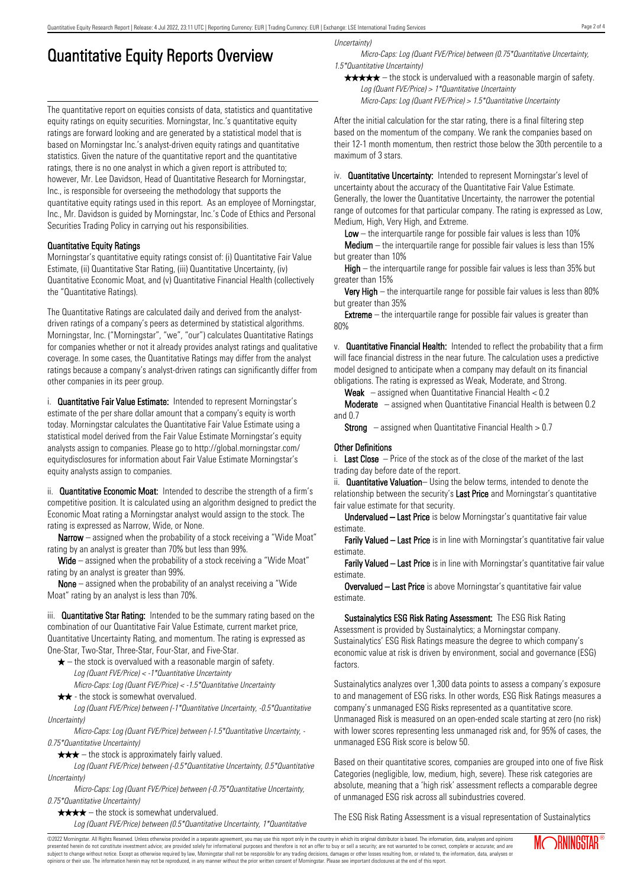# Quantitative Equity Reports Overview

The quantitative report on equities consists of data, statistics and quantitative equity ratings on equity securities. Morningstar, Inc.'s quantitative equity ratings are forward looking and are generated by a statistical model that is based on Morningstar Inc.'s analyst-driven equity ratings and quantitative statistics. Given the nature of the quantitative report and the quantitative ratings, there is no one analyst in which a given report is attributed to; however, Mr. Lee Davidson, Head of Quantitative Research for Morningstar, Inc., is responsible for overseeing the methodology that supports the quantitative equity ratings used in this report. As an employee of Morningstar, Inc., Mr. Davidson is guided by Morningstar, Inc.'s Code of Ethics and Personal Securities Trading Policy in carrying out his responsibilities.

### Quantitative Equity Ratings

Morningstar's quantitative equity ratings consist of: (i) Quantitative Fair Value Estimate, (ii) Quantitative Star Rating, (iii) Quantitative Uncertainty, (iv) Quantitative Economic Moat, and (v) Quantitative Financial Health (collectively the "Quantitative Ratings).

The Quantitative Ratings are calculated daily and derived from the analyst-driven ratings of a company's peers as determined by statistical algorithms. Morningstar, Inc. ("Morningstar", "we", "our") calculates Quantitative Ratings for companies whether or not it already provides analyst ratings and qualitative coverage. In some cases, the Quantitative Ratings may differ from the analyst ratings because a company's analyst-driven ratings can significantly differ from other companies in its peer group.

i. **Quantitative Fair Value Estimate:** Intended to represent Morningstar's estimate of the per share dollar amount that a company's equity is worth today. Morningstar calculates the Quantitative Fair Value Estimate using a statistical model derived from the Fair Value Estimate Morningstar's equity analysts assign to companies. Please go to http://global.morningstar.com/equitydisclosures for information about Fair Value Estimate Morningstar's equity analysts assign to companies.

ii. **Quantitative Economic Moat:** Intended to describe the strength of a firm's competitive position. It is calculated using an algorithm designed to predict the Economic Moat rating a Morningstar analyst would assign to the stock. The rating is expressed as Narrow, Wide, or None.

**Narrow** – assigned when the probability of a stock receiving a "Wide Moat" rating by an analyst is greater than 70% but less than 99%.

**Wide** – assigned when the probability of a stock receiving a "Wide Moat" rating by an analyst is greater than 99%.

**None** – assigned when the probability of an analyst receiving a "Wide Moat" rating by an analyst is less than 70%.

iii. **Quantitative Star Rating:** Intended to be the summary rating based on the combination of our Quantitative Fair Value Estimate, current market price, Quantitative Uncertainty Rating, and momentum. The rating is expressed as One-Star, Two-Star, Three-Star, Four-Star, and Five-Star.

★ – the stock is overvalued with a reasonable margin of safety.
*Log (Quant FVE/Price) < -1\*Quantitative Uncertainty*
*Micro-Caps: Log (Quant FVE/Price) < -1.5\*Quantitative Uncertainty*

★★ - the stock is somewhat overvalued.
*Log (Quant FVE/Price) between (-1\*Quantitative Uncertainty, -0.5\*Quantitative Uncertainty)*
*Micro-Caps: Log (Quant FVE/Price) between (-1.5\*Quantitative Uncertainty, -0.75\*Quantitative Uncertainty)*

★★★ – the stock is approximately fairly valued.
*Log (Quant FVE/Price) between (-0.5\*Quantitative Uncertainty, 0.5\*Quantitative Uncertainty)*
*Micro-Caps: Log (Quant FVE/Price) between (-0.75\*Quantitative Uncertainty, 0.75\*Quantitative Uncertainty)*

★★★★ – the stock is somewhat undervalued.
*Log (Quant FVE/Price) between (0.5\*Quantitative Uncertainty, 1\*Quantitative Uncertainty)*
*Micro-Caps: Log (Quant FVE/Price) between (0.75\*Quantitative Uncertainty, 1.5\*Quantitative Uncertainty)*

★★★★★ – the stock is undervalued with a reasonable margin of safety.
*Log (Quant FVE/Price) > 1\*Quantitative Uncertainty*
*Micro-Caps: Log (Quant FVE/Price) > 1.5\*Quantitative Uncertainty*

After the initial calculation for the star rating, there is a final filtering step based on the momentum of the company. We rank the companies based on their 12-1 month momentum, then restrict those below the 30th percentile to a maximum of 3 stars.

iv. **Quantitative Uncertainty:** Intended to represent Morningstar's level of uncertainty about the accuracy of the Quantitative Fair Value Estimate. Generally, the lower the Quantitative Uncertainty, the narrower the potential range of outcomes for that particular company. The rating is expressed as Low, Medium, High, Very High, and Extreme.

**Low** – the interquartile range for possible fair values is less than 10%

**Medium** – the interquartile range for possible fair values is less than 15% but greater than 10%

**High** – the interquartile range for possible fair values is less than 35% but greater than 15%

**Very High** – the interquartile range for possible fair values is less than 80% but greater than 35%

**Extreme** – the interquartile range for possible fair values is greater than 80%

v. **Quantitative Financial Health:** Intended to reflect the probability that a firm will face financial distress in the near future. The calculation uses a predictive model designed to anticipate when a company may default on its financial obligations. The rating is expressed as Weak, Moderate, and Strong.

**Weak** – assigned when Quantitative Financial Health < 0.2

**Moderate** – assigned when Quantitative Financial Health is between 0.2 and 0.7

**Strong** – assigned when Quantitative Financial Health > 0.7

### Other Definitions

i. **Last Close** – Price of the stock as of the close of the market of the last trading day before date of the report.

ii. **Quantitative Valuation**– Using the below terms, intended to denote the relationship between the security's **Last Price** and Morningstar's quantitative fair value estimate for that security.

**Undervalued – Last Price** is below Morningstar's quantitative fair value estimate.

**Farily Valued – Last Price** is in line with Morningstar's quantitative fair value estimate.

**Farily Valued – Last Price** is in line with Morningstar's quantitative fair value estimate.

**Overvalued – Last Price** is above Morningstar's quantitative fair value estimate.

**Sustainalytics ESG Risk Rating Assessment:** The ESG Risk Rating Assessment is provided by Sustainalytics; a Morningstar company. Sustainalytics' ESG Risk Ratings measure the degree to which company's economic value at risk is driven by environment, social and governance (ESG) factors.

Sustainalytics analyzes over 1,300 data points to assess a company's exposure to and management of ESG risks. In other words, ESG Risk Ratings measures a company's unmanaged ESG Risks represented as a quantitative score. Unmanaged Risk is measured on an open-ended scale starting at zero (no risk) with lower scores representing less unmanaged risk and, for 95% of cases, the unmanaged ESG Risk score is below 50.

Based on their quantitative scores, companies are grouped into one of five Risk Categories (negligible, low, medium, high, severe). These risk categories are absolute, meaning that a 'high risk' assessment reflects a comparable degree of unmanaged ESG risk across all subindustries covered.

The ESG Risk Rating Assessment is a visual representation of Sustainalytics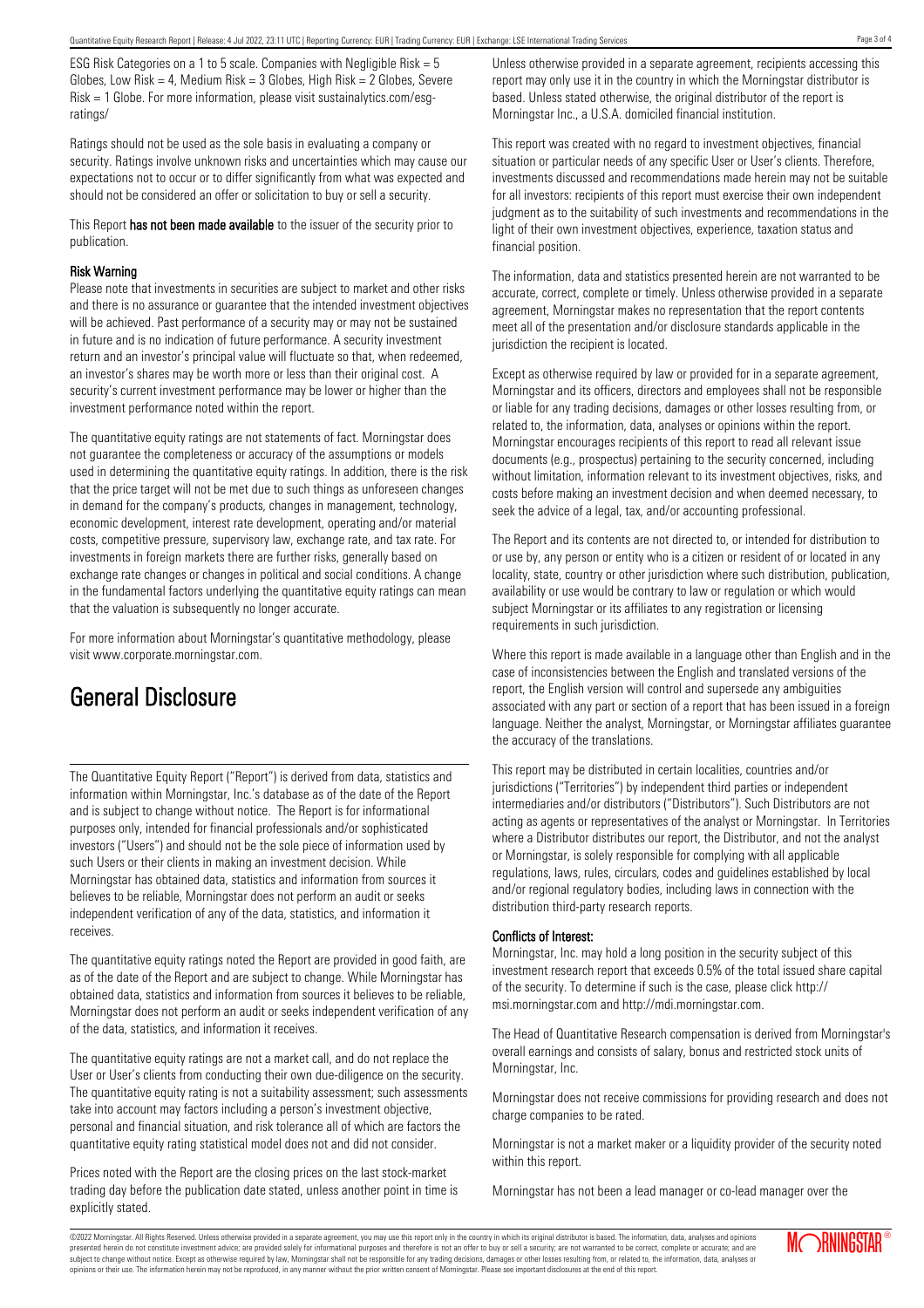ESG Risk Categories on a 1 to 5 scale. Companies with Negligible Risk = 5 Globes, Low Risk = 4, Medium Risk = 3 Globes, High Risk = 2 Globes, Severe Risk = 1 Globe. For more information, please visit sustainalytics.com/esg-ratings/

Ratings should not be used as the sole basis in evaluating a company or security. Ratings involve unknown risks and uncertainties which may cause our expectations not to occur or to differ significantly from what was expected and should not be considered an offer or solicitation to buy or sell a security.

This Report **has not been made available** to the issuer of the security prior to publication.

**Risk Warning**

Please note that investments in securities are subject to market and other risks and there is no assurance or guarantee that the intended investment objectives will be achieved. Past performance of a security may or may not be sustained in future and is no indication of future performance. A security investment return and an investor's principal value will fluctuate so that, when redeemed, an investor's shares may be worth more or less than their original cost. A security's current investment performance may be lower or higher than the investment performance noted within the report.

The quantitative equity ratings are not statements of fact. Morningstar does not guarantee the completeness or accuracy of the assumptions or models used in determining the quantitative equity ratings. In addition, there is the risk that the price target will not be met due to such things as unforeseen changes in demand for the company's products, changes in management, technology, economic development, interest rate development, operating and/or material costs, competitive pressure, supervisory law, exchange rate, and tax rate. For investments in foreign markets there are further risks, generally based on exchange rate changes or changes in political and social conditions. A change in the fundamental factors underlying the quantitative equity ratings can mean that the valuation is subsequently no longer accurate.

For more information about Morningstar's quantitative methodology, please visit www.corporate.morningstar.com.

# General Disclosure

The Quantitative Equity Report ("Report") is derived from data, statistics and information within Morningstar, Inc.'s database as of the date of the Report and is subject to change without notice. The Report is for informational purposes only, intended for financial professionals and/or sophisticated investors ("Users") and should not be the sole piece of information used by such Users or their clients in making an investment decision. While Morningstar has obtained data, statistics and information from sources it believes to be reliable, Morningstar does not perform an audit or seeks independent verification of any of the data, statistics, and information it receives.

The quantitative equity ratings noted the Report are provided in good faith, are as of the date of the Report and are subject to change. While Morningstar has obtained data, statistics and information from sources it believes to be reliable, Morningstar does not perform an audit or seeks independent verification of any of the data, statistics, and information it receives.

The quantitative equity ratings are not a market call, and do not replace the User or User's clients from conducting their own due-diligence on the security. The quantitative equity rating is not a suitability assessment; such assessments take into account may factors including a person's investment objective, personal and financial situation, and risk tolerance all of which are factors the quantitative equity rating statistical model does not and did not consider.

Prices noted with the Report are the closing prices on the last stock-market trading day before the publication date stated, unless another point in time is explicitly stated.

Unless otherwise provided in a separate agreement, recipients accessing this report may only use it in the country in which the Morningstar distributor is based. Unless stated otherwise, the original distributor of the report is Morningstar Inc., a U.S.A. domiciled financial institution.

This report was created with no regard to investment objectives, financial situation or particular needs of any specific User or User's clients. Therefore, investments discussed and recommendations made herein may not be suitable for all investors: recipients of this report must exercise their own independent judgment as to the suitability of such investments and recommendations in the light of their own investment objectives, experience, taxation status and financial position.

The information, data and statistics presented herein are not warranted to be accurate, correct, complete or timely. Unless otherwise provided in a separate agreement, Morningstar makes no representation that the report contents meet all of the presentation and/or disclosure standards applicable in the jurisdiction the recipient is located.

Except as otherwise required by law or provided for in a separate agreement, Morningstar and its officers, directors and employees shall not be responsible or liable for any trading decisions, damages or other losses resulting from, or related to, the information, data, analyses or opinions within the report. Morningstar encourages recipients of this report to read all relevant issue documents (e.g., prospectus) pertaining to the security concerned, including without limitation, information relevant to its investment objectives, risks, and costs before making an investment decision and when deemed necessary, to seek the advice of a legal, tax, and/or accounting professional.

The Report and its contents are not directed to, or intended for distribution to or use by, any person or entity who is a citizen or resident of or located in any locality, state, country or other jurisdiction where such distribution, publication, availability or use would be contrary to law or regulation or which would subject Morningstar or its affiliates to any registration or licensing requirements in such jurisdiction.

Where this report is made available in a language other than English and in the case of inconsistencies between the English and translated versions of the report, the English version will control and supersede any ambiguities associated with any part or section of a report that has been issued in a foreign language. Neither the analyst, Morningstar, or Morningstar affiliates guarantee the accuracy of the translations.

This report may be distributed in certain localities, countries and/or jurisdictions ("Territories") by independent third parties or independent intermediaries and/or distributors ("Distributors"). Such Distributors are not acting as agents or representatives of the analyst or Morningstar. In Territories where a Distributor distributes our report, the Distributor, and not the analyst or Morningstar, is solely responsible for complying with all applicable regulations, laws, rules, circulars, codes and guidelines established by local and/or regional regulatory bodies, including laws in connection with the distribution third-party research reports.

**Conflicts of Interest:**

Morningstar, Inc. may hold a long position in the security subject of this investment research report that exceeds 0.5% of the total issued share capital of the security. To determine if such is the case, please click http://msi.morningstar.com and http://mdi.morningstar.com.

The Head of Quantitative Research compensation is derived from Morningstar's overall earnings and consists of salary, bonus and restricted stock units of Morningstar, Inc.

Morningstar does not receive commissions for providing research and does not charge companies to be rated.

Morningstar is not a market maker or a liquidity provider of the security noted within this report.

Morningstar has not been a lead manager or co-lead manager over the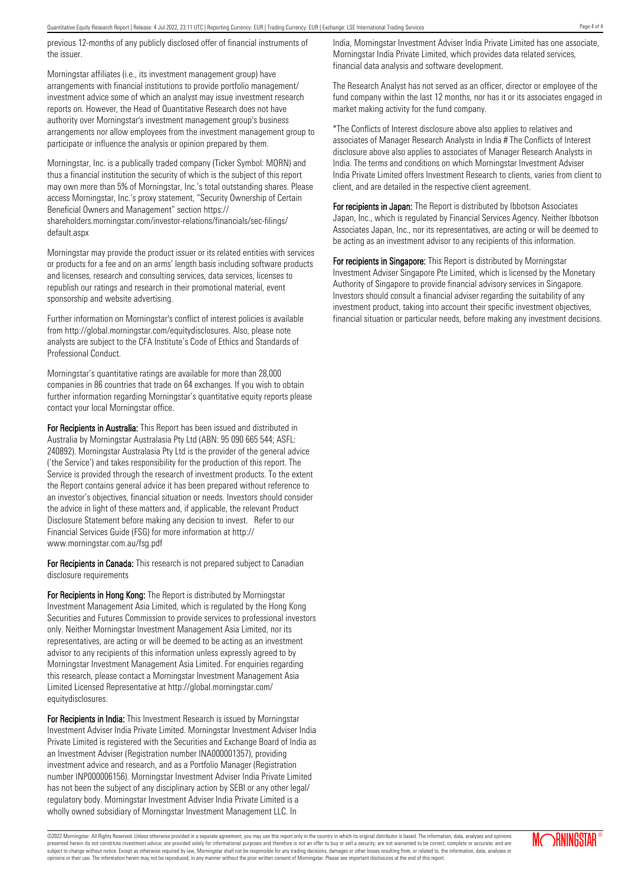previous 12-months of any publicly disclosed offer of financial instruments of the issuer.

Morningstar affiliates (i.e., its investment management group) have arrangements with financial institutions to provide portfolio management/ investment advice some of which an analyst may issue investment research reports on. However, the Head of Quantitative Research does not have authority over Morningstar's investment management group's business arrangements nor allow employees from the investment management group to participate or influence the analysis or opinion prepared by them.

Morningstar, Inc. is a publically traded company (Ticker Symbol: MORN) and thus a financial institution the security of which is the subject of this report may own more than 5% of Morningstar, Inc.'s total outstanding shares. Please access Morningstar, Inc.'s proxy statement, "Security Ownership of Certain Beneficial Owners and Management" section https://shareholders.morningstar.com/investor-relations/financials/sec-filings/default.aspx

Morningstar may provide the product issuer or its related entities with services or products for a fee and on an arms' length basis including software products and licenses, research and consulting services, data services, licenses to republish our ratings and research in their promotional material, event sponsorship and website advertising.

Further information on Morningstar's conflict of interest policies is available from http://global.morningstar.com/equitydisclosures. Also, please note analysts are subject to the CFA Institute's Code of Ethics and Standards of Professional Conduct.

Morningstar's quantitative ratings are available for more than 28,000 companies in 86 countries that trade on 64 exchanges. If you wish to obtain further information regarding Morningstar's quantitative equity reports please contact your local Morningstar office.

**For Recipients in Australia:** This Report has been issued and distributed in Australia by Morningstar Australasia Pty Ltd (ABN: 95 090 665 544; ASFL: 240892). Morningstar Australasia Pty Ltd is the provider of the general advice ('the Service') and takes responsibility for the production of this report. The Service is provided through the research of investment products. To the extent the Report contains general advice it has been prepared without reference to an investor's objectives, financial situation or needs. Investors should consider the advice in light of these matters and, if applicable, the relevant Product Disclosure Statement before making any decision to invest. Refer to our Financial Services Guide (FSG) for more information at http://www.morningstar.com.au/fsg.pdf

**For Recipients in Canada:** This research is not prepared subject to Canadian disclosure requirements

**For Recipients in Hong Kong:** The Report is distributed by Morningstar Investment Management Asia Limited, which is regulated by the Hong Kong Securities and Futures Commission to provide services to professional investors only. Neither Morningstar Investment Management Asia Limited, nor its representatives, are acting or will be deemed to be acting as an investment advisor to any recipients of this information unless expressly agreed to by Morningstar Investment Management Asia Limited. For enquiries regarding this research, please contact a Morningstar Investment Management Asia Limited Licensed Representative at http://global.morningstar.com/equitydisclosures.

**For Recipients in India:** This Investment Research is issued by Morningstar Investment Adviser India Private Limited. Morningstar Investment Adviser India Private Limited is registered with the Securities and Exchange Board of India as an Investment Adviser (Registration number INA000001357), providing investment advice and research, and as a Portfolio Manager (Registration number INP000006156). Morningstar Investment Adviser India Private Limited has not been the subject of any disciplinary action by SEBI or any other legal/ regulatory body. Morningstar Investment Adviser India Private Limited is a wholly owned subsidiary of Morningstar Investment Management LLC. In India, Morningstar Investment Adviser India Private Limited has one associate, Morningstar India Private Limited, which provides data related services, financial data analysis and software development.

The Research Analyst has not served as an officer, director or employee of the fund company within the last 12 months, nor has it or its associates engaged in market making activity for the fund company.

*The Conflicts of Interest disclosure above also applies to relatives and associates of Manager Research Analysts in India # The Conflicts of Interest disclosure above also applies to associates of Manager Research Analysts in India. The terms and conditions on which Morningstar Investment Adviser India Private Limited offers Investment Research to clients, varies from client to client, and are detailed in the respective client agreement.

**For recipients in Japan:** The Report is distributed by Ibbotson Associates Japan, Inc., which is regulated by Financial Services Agency. Neither Ibbotson Associates Japan, Inc., nor its representatives, are acting or will be deemed to be acting as an investment advisor to any recipients of this information.

**For recipients in Singapore:** This Report is distributed by Morningstar Investment Adviser Singapore Pte Limited, which is licensed by the Monetary Authority of Singapore to provide financial advisory services in Singapore. Investors should consult a financial adviser regarding the suitability of any investment product, taking into account their specific investment objectives, financial situation or particular needs, before making any investment decisions.